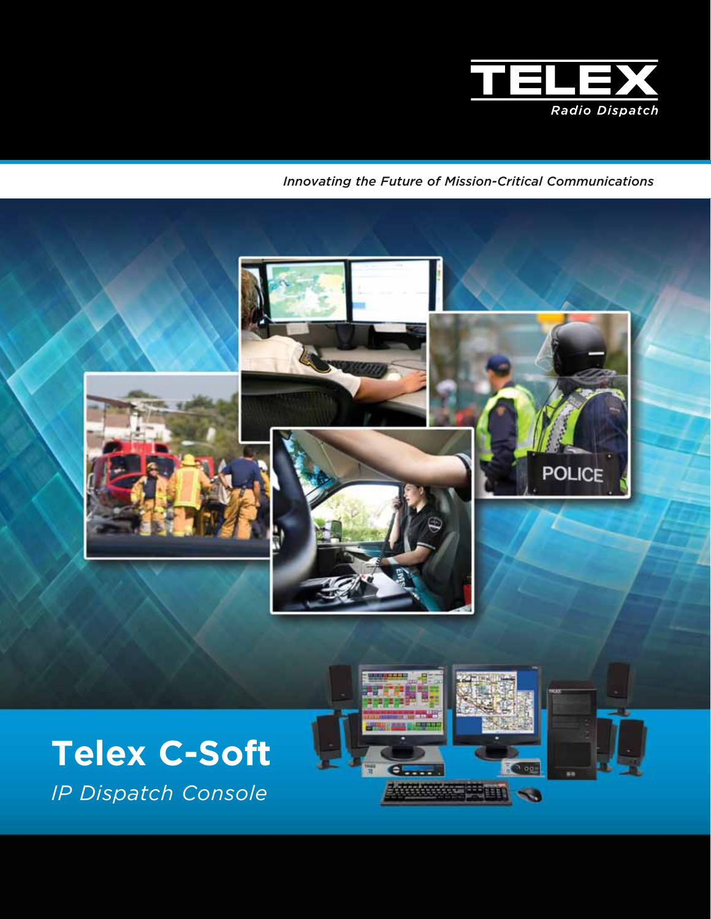TELEX

*Radio Dispatch*

*Innovating the Future of Mission-Critical Communications*

# Telex C-Soft

*IP Dispatch Console*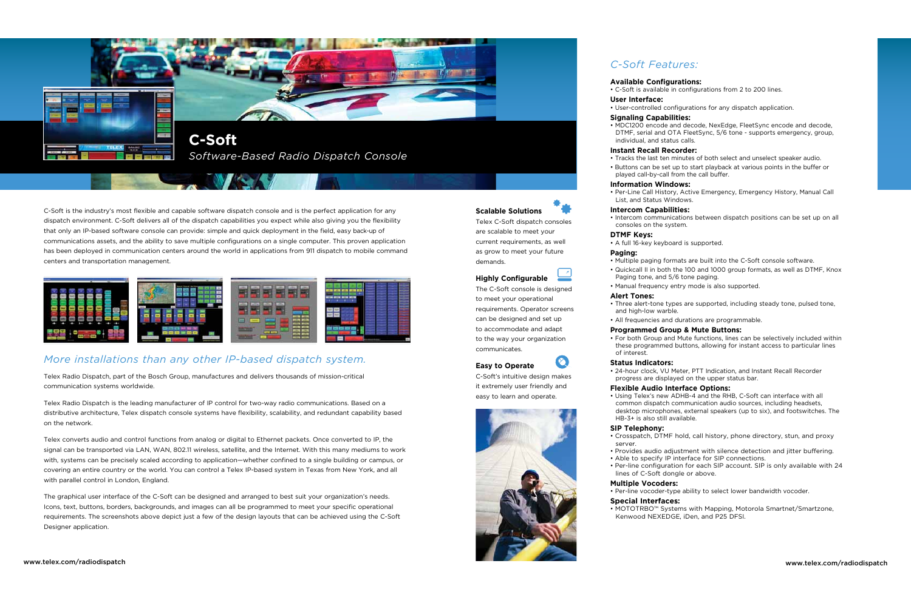# C-Soft

*Software-Based Radio Dispatch Console*

C-Soft is the industry's most flexible and capable software dispatch console and is the perfect application for any dispatch environment. C-Soft delivers all of the dispatch capabilities you expect while also giving you the flexibility that only an IP-based software console can provide: simple and quick deployment in the field, easy back-up of communications assets, and the ability to save multiple configurations on a single computer. This proven application has been deployed in communication centers around the world in applications from 911 dispatch to mobile command centers and transportation management.

## *More installations than any other IP-based dispatch system.*

Telex Radio Dispatch, part of the Bosch Group, manufactures and delivers thousands of mission-critical communication systems worldwide.

Telex Radio Dispatch is the leading manufacturer of IP control for two-way radio communications. Based on a distributive architecture, Telex dispatch console systems have flexibility, scalability, and redundant capability based on the network.

Telex converts audio and control functions from analog or digital to Ethernet packets. Once converted to IP, the signal can be transported via LAN, WAN, 802.11 wireless, satellite, and the Internet. With this many mediums to work with, systems can be precisely scaled according to application—whether confined to a single building or campus, or covering an entire country or the world. You can control a Telex IP-based system in Texas from New York, and all with parallel control in London, England.

The graphical user interface of the C-Soft can be designed and arranged to best suit your organization's needs. Icons, text, buttons, borders, backgrounds, and images can all be programmed to meet your specific operational requirements. The screenshots above depict just a few of the design layouts that can be achieved using the C-Soft Designer application.

### Scalable Solutions

Telex C-Soft dispatch consoles are scalable to meet your current requirements, as well as grow to meet your future demands.

### Highly Configurable

The C-Soft console is designed to meet your operational requirements. Operator screens can be designed and set up to accommodate and adapt to the way your organization communicates.

### Easy to Operate

C-Soft's intuitive design makes it extremely user friendly and easy to learn and operate.

## *C-Soft Features:*

**Available Configurations:**
- C-Soft is available in configurations from 2 to 200 lines.

**User Interface:**
- User-controlled configurations for any dispatch application.

**Signaling Capabilities:**
- MDC1200 encode and decode, NexEdge, FleetSync encode and decode, DTMF, serial and OTA FleetSync, 5/6 tone - supports emergency, group, individual, and status calls.

**Instant Recall Recorder:**
- Tracks the last ten minutes of both select and unselect speaker audio.
- Buttons can be set up to start playback at various points in the buffer or played call-by-call from the call buffer.

**Information Windows:**
- Per-Line Call History, Active Emergency, Emergency History, Manual Call List, and Status Windows.

**Intercom Capabilities:**
- Intercom communications between dispatch positions can be set up on all consoles on the system.

**DTMF Keys:**
- A full 16-key keyboard is supported.

**Paging:**
- Multiple paging formats are built into the C-Soft console software.
- Quickcall II in both the 100 and 1000 group formats, as well as DTMF, Knox Paging tone, and 5/6 tone paging.
- Manual frequency entry mode is also supported.

**Alert Tones:**
- Three alert-tone types are supported, including steady tone, pulsed tone, and high-low warble.
- All frequencies and durations are programmable.

**Programmed Group & Mute Buttons:**
- For both Group and Mute functions, lines can be selectively included within these programmed buttons, allowing for instant access to particular lines of interest.

**Status Indicators:**
- 24-hour clock, VU Meter, PTT Indication, and Instant Recall Recorder progress are displayed on the upper status bar.

**Flexible Audio Interface Options:**
- Using Telex's new ADHB-4 and the RHB, C-Soft can interface with all common dispatch communication audio sources, including headsets, desktop microphones, external speakers (up to six), and footswitches. The HB-3+ is also still available.

**SIP Telephony:**
- Crosspatch, DTMF hold, call history, phone directory, stun, and proxy server.
- Provides audio adjustment with silence detection and jitter buffering.
- Able to specify IP interface for SIP connections.
- Per-line configuration for each SIP account. SIP is only available with 24 lines of C-Soft dongle or above.

**Multiple Vocoders:**
- Per-line vocoder-type ability to select lower bandwidth vocoder.

**Special Interfaces:**
- MOTOTRBO™ Systems with Mapping, Motorola Smartnet/Smartzone, Kenwood NEXEDGE, iDen, and P25 DFSI.

www.telex.com/radiodispatch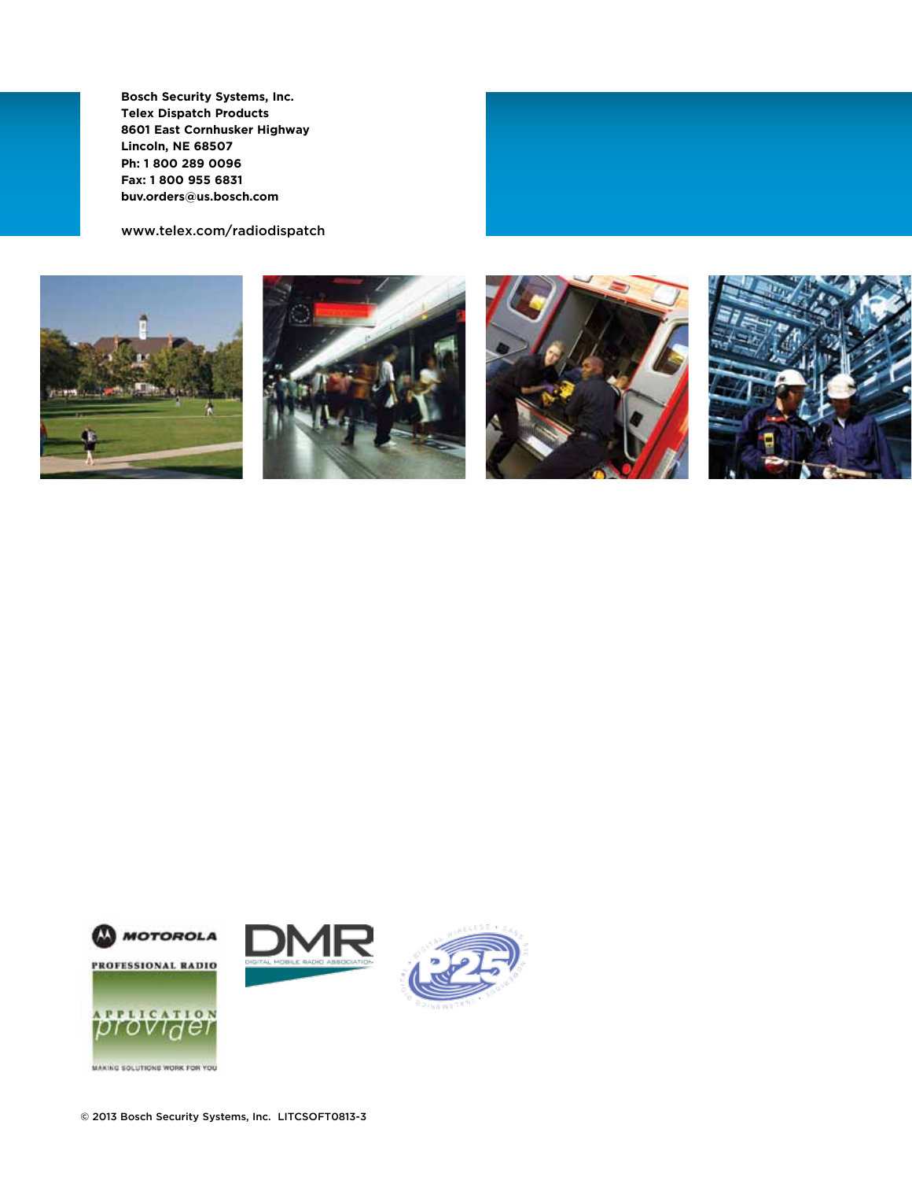**Bosch Security Systems, Inc.**
**Telex Dispatch Products**
**8601 East Cornhusker Highway**
**Lincoln, NE 68507**
**Ph: 1 800 289 0096**
**Fax: 1 800 955 6831**
**buv.orders@us.bosch.com**

www.telex.com/radiodispatch

© 2013 Bosch Security Systems, Inc. LITCSOFT0813-3